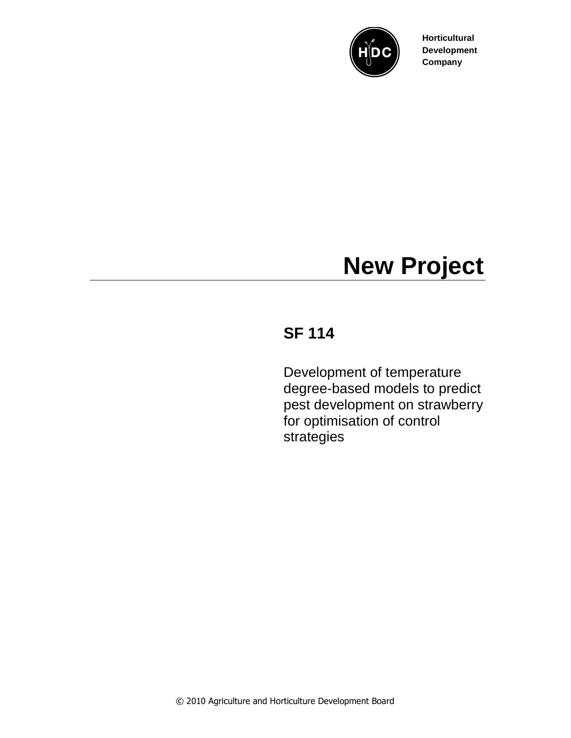Horticultural
Development
Company

# New Project

## SF 114

Development of temperature degree-based models to predict pest development on strawberry for optimisation of control strategies

© 2010 Agriculture and Horticulture Development Board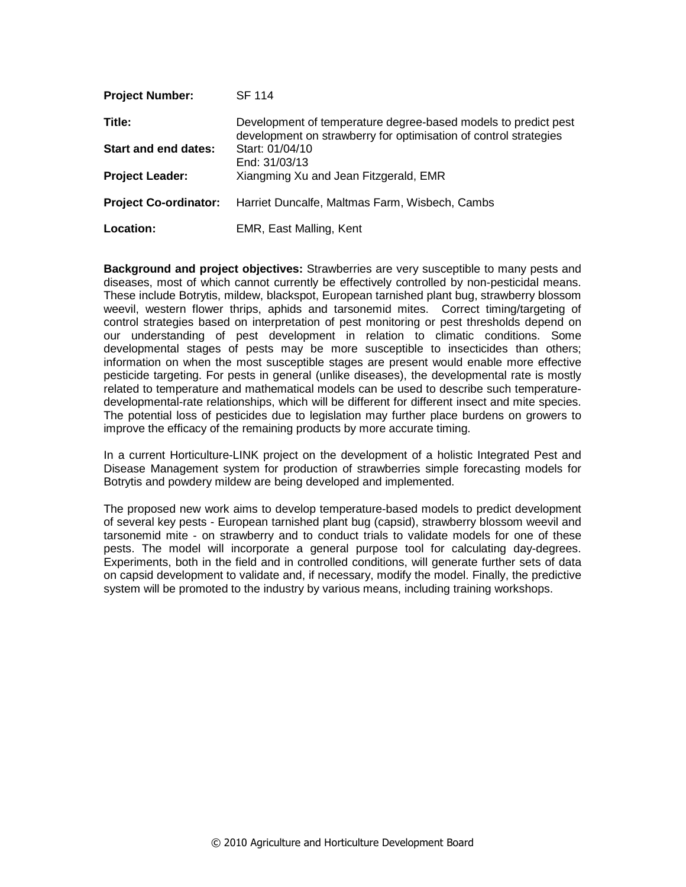| | |
|---|---|
| **Project Number:** | SF 114 |
| **Title:** | Development of temperature degree-based models to predict pest development on strawberry for optimisation of control strategies |
| **Start and end dates:** | Start: 01/04/10<br>End: 31/03/13 |
| **Project Leader:** | Xiangming Xu and Jean Fitzgerald, EMR |
| **Project Co-ordinator:** | Harriet Duncalfe, Maltmas Farm, Wisbech, Cambs |
| **Location:** | EMR, East Malling, Kent |

**Background and project objectives:** Strawberries are very susceptible to many pests and diseases, most of which cannot currently be effectively controlled by non-pesticidal means. These include Botrytis, mildew, blackspot, European tarnished plant bug, strawberry blossom weevil, western flower thrips, aphids and tarsonemid mites. Correct timing/targeting of control strategies based on interpretation of pest monitoring or pest thresholds depend on our understanding of pest development in relation to climatic conditions. Some developmental stages of pests may be more susceptible to insecticides than others; information on when the most susceptible stages are present would enable more effective pesticide targeting. For pests in general (unlike diseases), the developmental rate is mostly related to temperature and mathematical models can be used to describe such temperature-developmental-rate relationships, which will be different for different insect and mite species. The potential loss of pesticides due to legislation may further place burdens on growers to improve the efficacy of the remaining products by more accurate timing.

In a current Horticulture-LINK project on the development of a holistic Integrated Pest and Disease Management system for production of strawberries simple forecasting models for Botrytis and powdery mildew are being developed and implemented.

The proposed new work aims to develop temperature-based models to predict development of several key pests - European tarnished plant bug (capsid), strawberry blossom weevil and tarsonemid mite - on strawberry and to conduct trials to validate models for one of these pests. The model will incorporate a general purpose tool for calculating day-degrees. Experiments, both in the field and in controlled conditions, will generate further sets of data on capsid development to validate and, if necessary, modify the model. Finally, the predictive system will be promoted to the industry by various means, including training workshops.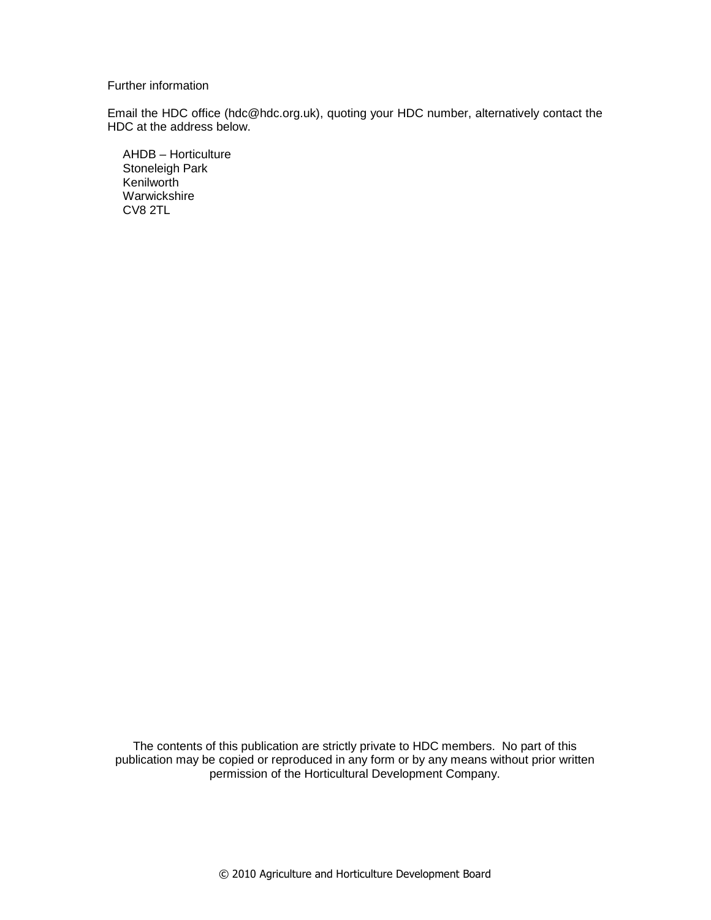Further information

Email the HDC office (hdc@hdc.org.uk), quoting your HDC number, alternatively contact the HDC at the address below.

AHDB – Horticulture  
Stoneleigh Park  
Kenilworth  
Warwickshire  
CV8 2TL

The contents of this publication are strictly private to HDC members. No part of this publication may be copied or reproduced in any form or by any means without prior written permission of the Horticultural Development Company.

© 2010 Agriculture and Horticulture Development Board